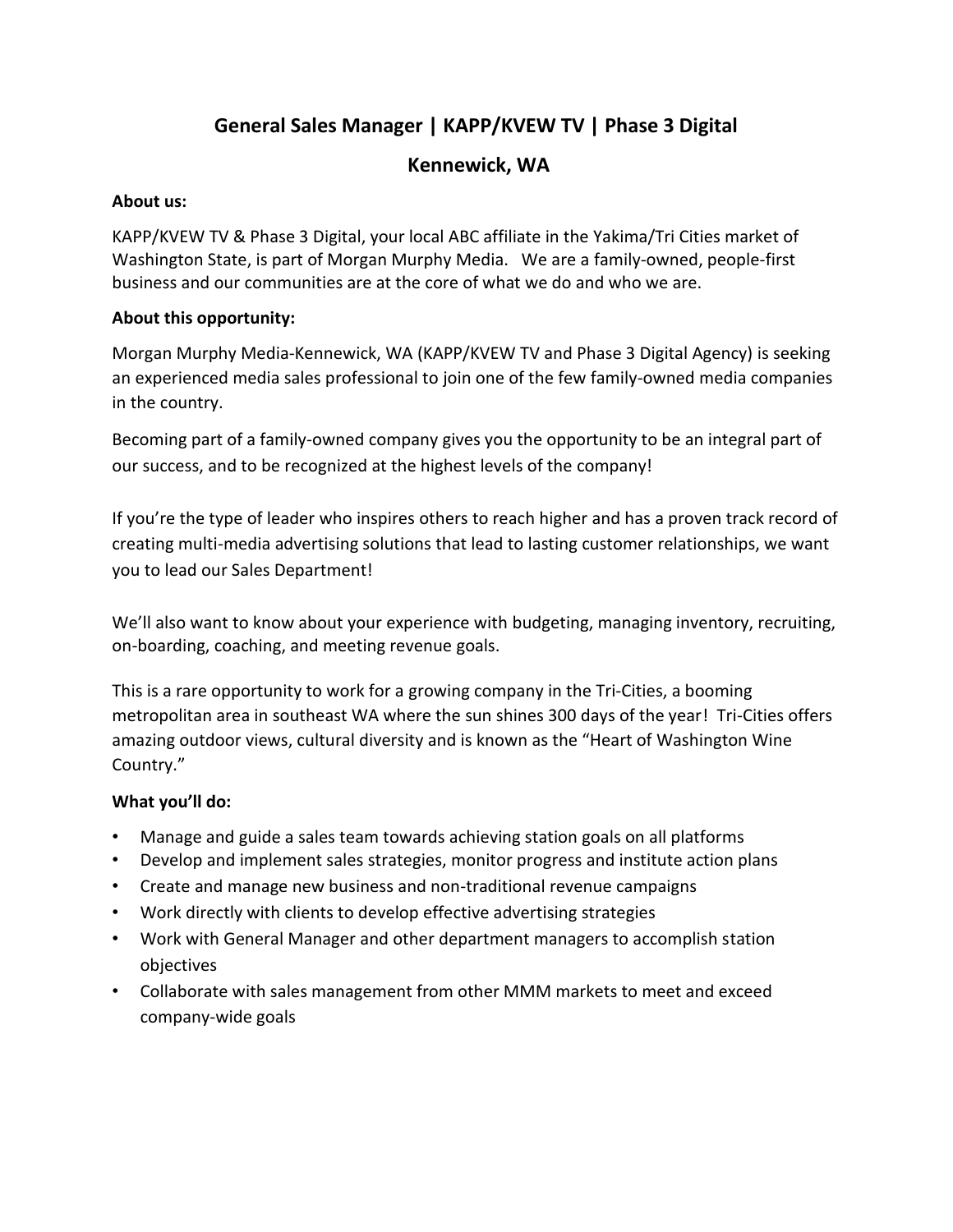# General Sales Manager | KAPP/KVEW TV | Phase 3 Digital

## Kennewick, WA

**About us:**

KAPP/KVEW TV & Phase 3 Digital, your local ABC affiliate in the Yakima/Tri Cities market of Washington State, is part of Morgan Murphy Media. We are a family-owned, people-first business and our communities are at the core of what we do and who we are.

**About this opportunity:**

Morgan Murphy Media-Kennewick, WA (KAPP/KVEW TV and Phase 3 Digital Agency) is seeking an experienced media sales professional to join one of the few family-owned media companies in the country.

Becoming part of a family-owned company gives you the opportunity to be an integral part of our success, and to be recognized at the highest levels of the company!

If you're the type of leader who inspires others to reach higher and has a proven track record of creating multi-media advertising solutions that lead to lasting customer relationships, we want you to lead our Sales Department!

We'll also want to know about your experience with budgeting, managing inventory, recruiting, on-boarding, coaching, and meeting revenue goals.

This is a rare opportunity to work for a growing company in the Tri-Cities, a booming metropolitan area in southeast WA where the sun shines 300 days of the year! Tri-Cities offers amazing outdoor views, cultural diversity and is known as the "Heart of Washington Wine Country."

**What you'll do:**

- Manage and guide a sales team towards achieving station goals on all platforms
- Develop and implement sales strategies, monitor progress and institute action plans
- Create and manage new business and non-traditional revenue campaigns
- Work directly with clients to develop effective advertising strategies
- Work with General Manager and other department managers to accomplish station objectives
- Collaborate with sales management from other MMM markets to meet and exceed company-wide goals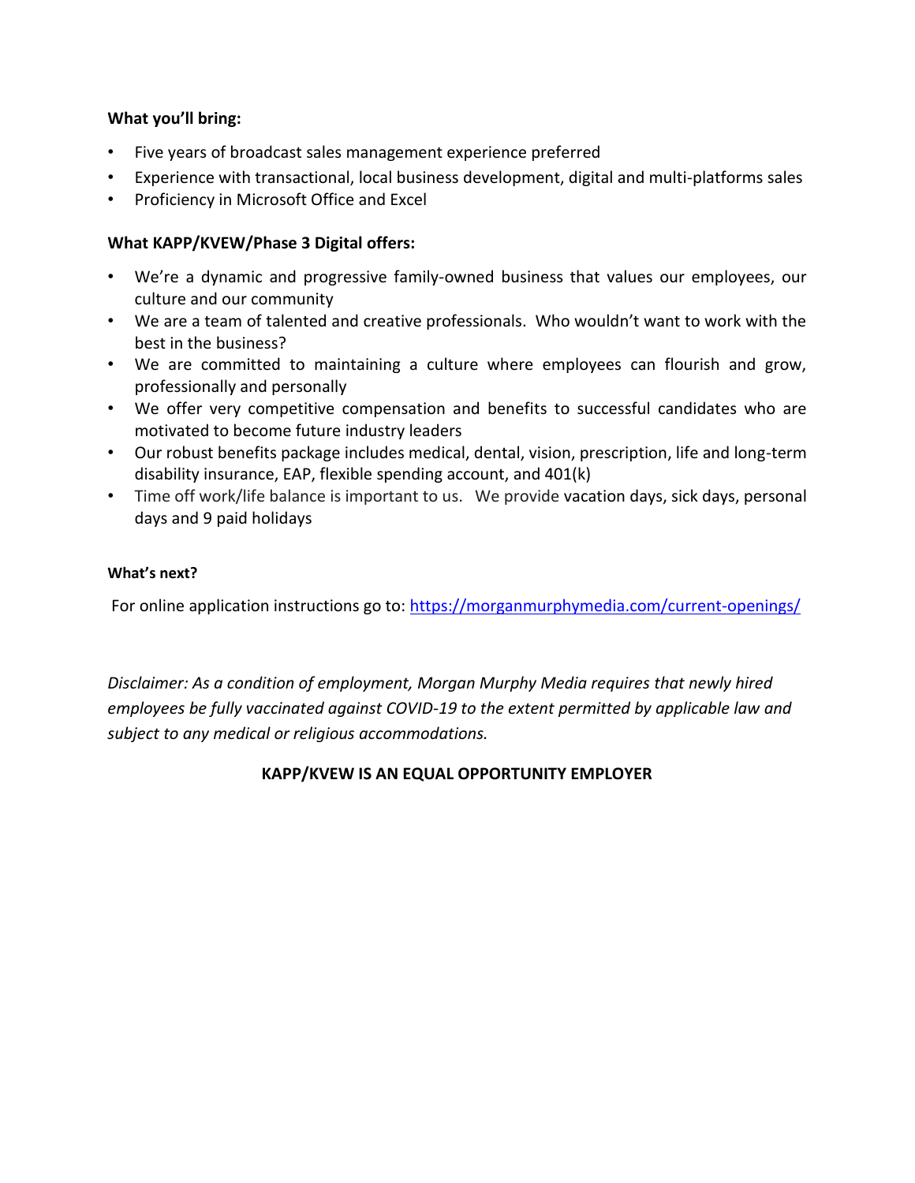**What you'll bring:**

- Five years of broadcast sales management experience preferred
- Experience with transactional, local business development, digital and multi-platforms sales
- Proficiency in Microsoft Office and Excel

**What KAPP/KVEW/Phase 3 Digital offers:**

- We're a dynamic and progressive family-owned business that values our employees, our culture and our community
- We are a team of talented and creative professionals. Who wouldn't want to work with the best in the business?
- We are committed to maintaining a culture where employees can flourish and grow, professionally and personally
- We offer very competitive compensation and benefits to successful candidates who are motivated to become future industry leaders
- Our robust benefits package includes medical, dental, vision, prescription, life and long-term disability insurance, EAP, flexible spending account, and 401(k)
- Time off work/life balance is important to us. We provide vacation days, sick days, personal days and 9 paid holidays

**What's next?**

For online application instructions go to: [https://morganmurphymedia.com/current-openings/](https://morganmurphymedia.com/current-openings/)

*Disclaimer: As a condition of employment, Morgan Murphy Media requires that newly hired employees be fully vaccinated against COVID-19 to the extent permitted by applicable law and subject to any medical or religious accommodations.*

**KAPP/KVEW IS AN EQUAL OPPORTUNITY EMPLOYER**